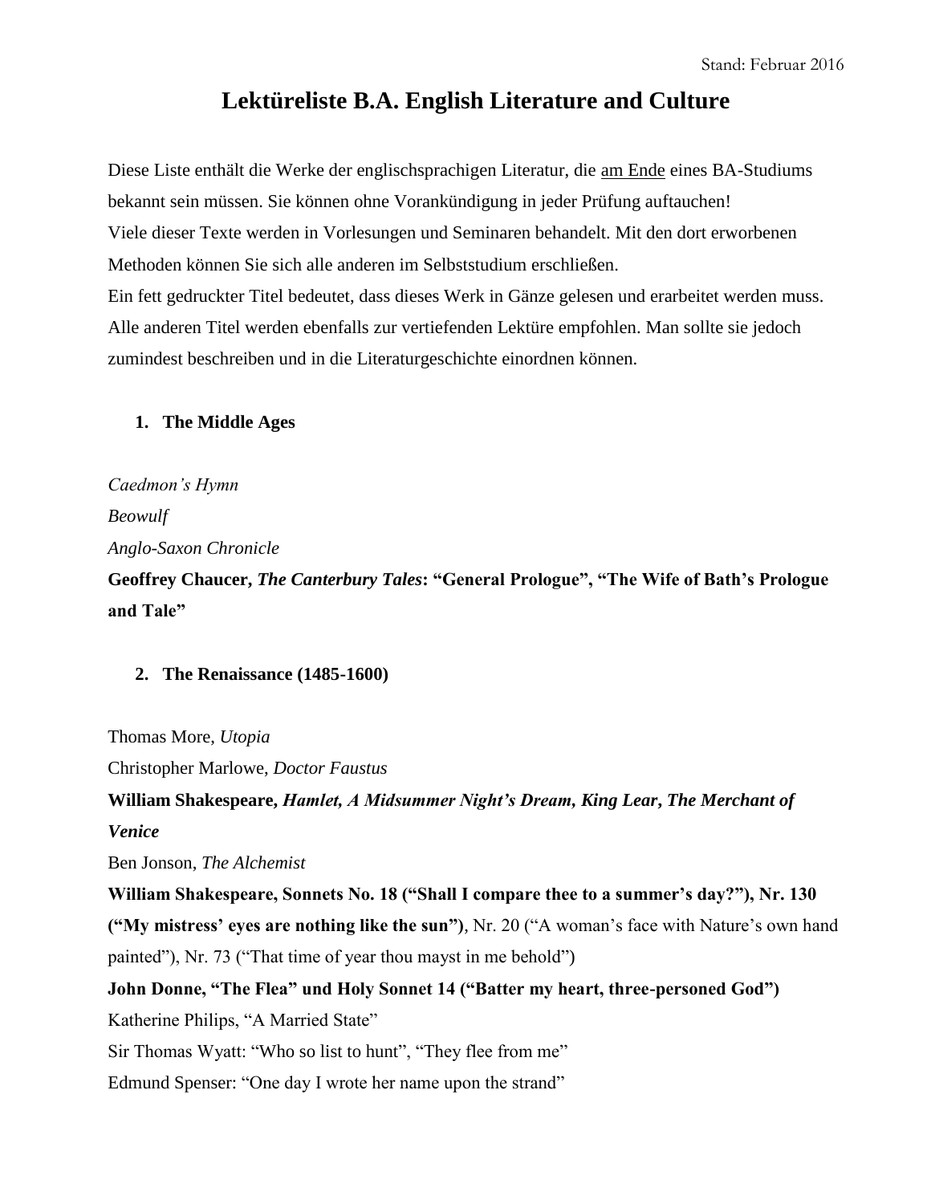Stand: Februar 2016

# Lektüreliste B.A. English Literature and Culture

Diese Liste enthält die Werke der englischsprachigen Literatur, die <u>am Ende</u> eines BA-Studiums bekannt sein müssen. Sie können ohne Vorankündigung in jeder Prüfung auftauchen!
Viele dieser Texte werden in Vorlesungen und Seminaren behandelt. Mit den dort erworbenen Methoden können Sie sich alle anderen im Selbststudium erschließen.
Ein fett gedruckter Titel bedeutet, dass dieses Werk in Gänze gelesen und erarbeitet werden muss. Alle anderen Titel werden ebenfalls zur vertiefenden Lektüre empfohlen. Man sollte sie jedoch zumindest beschreiben und in die Literaturgeschichte einordnen können.

## 1. The Middle Ages

*Caedmon's Hymn*

*Beowulf*

*Anglo-Saxon Chronicle*

**Geoffrey Chaucer, *The Canterbury Tales*: "General Prologue", "The Wife of Bath's Prologue and Tale"**

## 2. The Renaissance (1485-1600)

Thomas More, *Utopia*

Christopher Marlowe, *Doctor Faustus*

**William Shakespeare, *Hamlet, A Midsummer Night's Dream, King Lear, The Merchant of Venice***

Ben Jonson, *The Alchemist*

**William Shakespeare, Sonnets No. 18 ("Shall I compare thee to a summer's day?"), Nr. 130 ("My mistress' eyes are nothing like the sun")**, Nr. 20 ("A woman's face with Nature's own hand painted"), Nr. 73 ("That time of year thou mayst in me behold")

**John Donne, "The Flea" und Holy Sonnet 14 ("Batter my heart, three-personed God")**

Katherine Philips, "A Married State"

Sir Thomas Wyatt: "Who so list to hunt", "They flee from me"

Edmund Spenser: "One day I wrote her name upon the strand"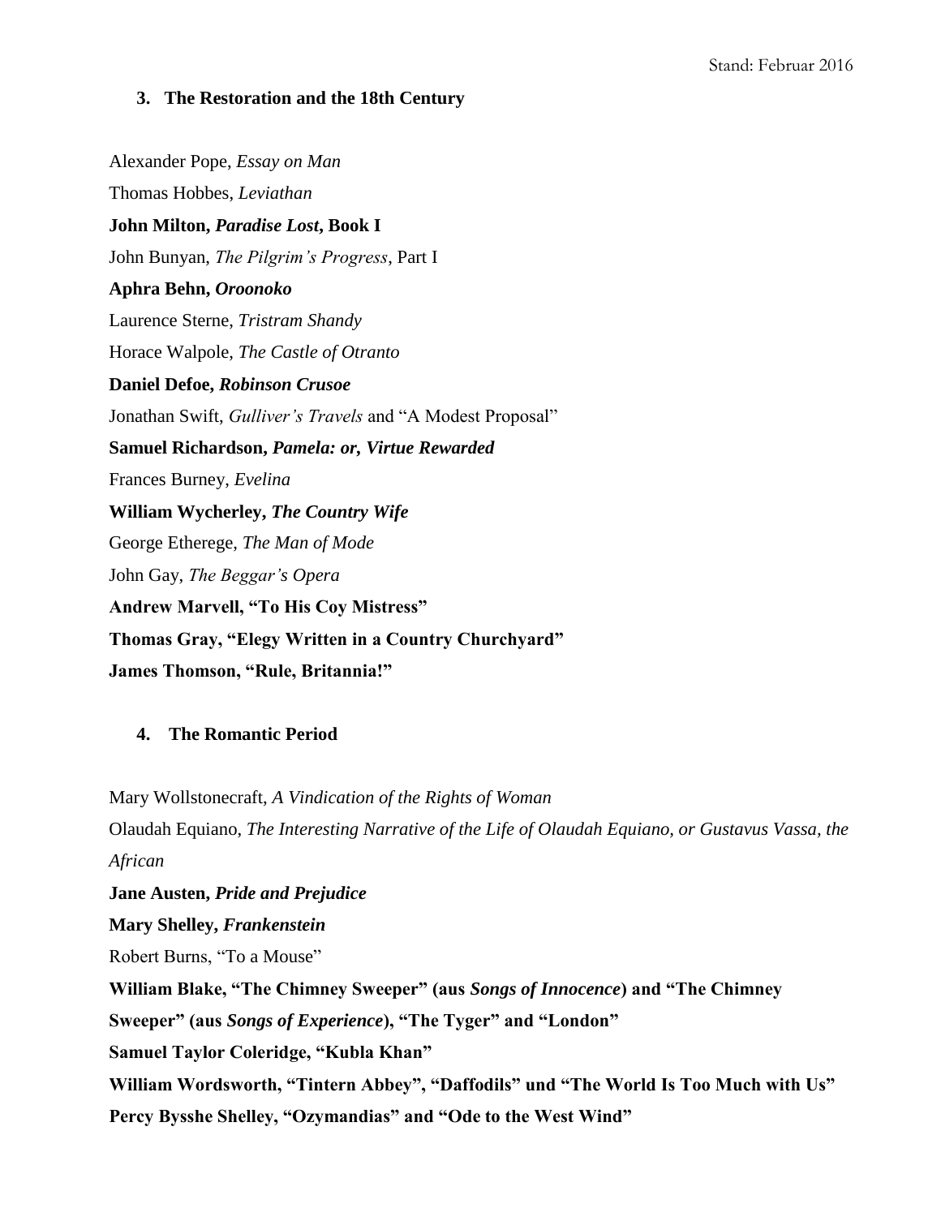### 3. The Restoration and the 18th Century

Alexander Pope, *Essay on Man*

Thomas Hobbes, *Leviathan*

**John Milton, *Paradise Lost*, Book I**

John Bunyan, *The Pilgrim's Progress*, Part I

**Aphra Behn, *Oroonoko***

Laurence Sterne, *Tristram Shandy*

Horace Walpole, *The Castle of Otranto*

**Daniel Defoe, *Robinson Crusoe***

Jonathan Swift, *Gulliver's Travels* and "A Modest Proposal"

**Samuel Richardson, *Pamela: or, Virtue Rewarded***

Frances Burney, *Evelina*

**William Wycherley, *The Country Wife***

George Etherege, *The Man of Mode*

John Gay, *The Beggar's Opera*

**Andrew Marvell, "To His Coy Mistress"**

**Thomas Gray, "Elegy Written in a Country Churchyard"**

**James Thomson, "Rule, Britannia!"**

### 4. The Romantic Period

Mary Wollstonecraft, *A Vindication of the Rights of Woman*

Olaudah Equiano, *The Interesting Narrative of the Life of Olaudah Equiano, or Gustavus Vassa, the African*

**Jane Austen, *Pride and Prejudice***

**Mary Shelley, *Frankenstein***

Robert Burns, "To a Mouse"

**William Blake, "The Chimney Sweeper" (aus *Songs of Innocence*) and "The Chimney Sweeper" (aus *Songs of Experience*), "The Tyger" and "London"**

**Samuel Taylor Coleridge, "Kubla Khan"**

**William Wordsworth, "Tintern Abbey", "Daffodils" und "The World Is Too Much with Us"**

**Percy Bysshe Shelley, "Ozymandias" and "Ode to the West Wind"**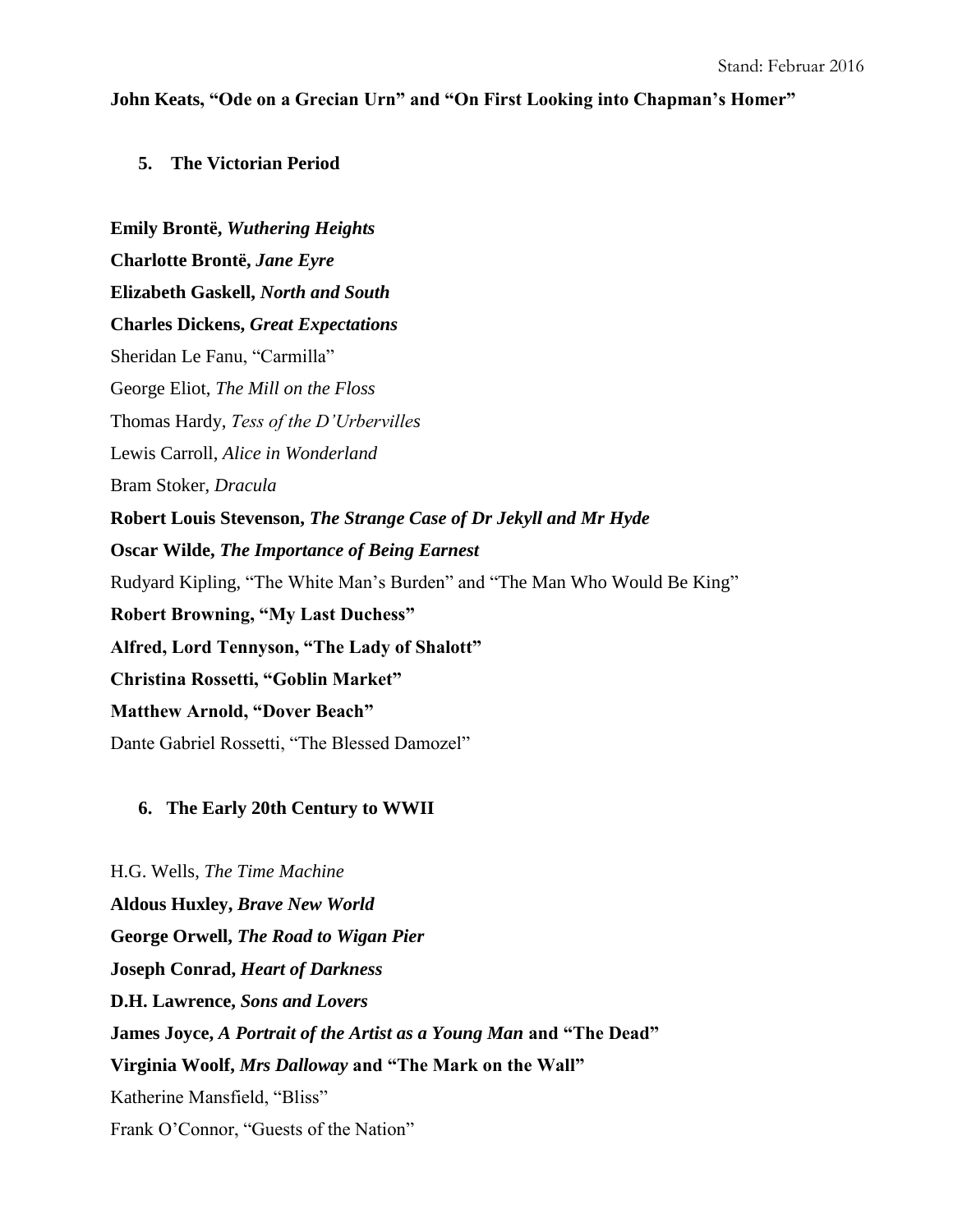**John Keats, "Ode on a Grecian Urn" and "On First Looking into Chapman's Homer"**

## 5. The Victorian Period

**Emily Brontë, *Wuthering Heights***

**Charlotte Brontë, *Jane Eyre***

**Elizabeth Gaskell, *North and South***

**Charles Dickens, *Great Expectations***

Sheridan Le Fanu, "Carmilla"

George Eliot, *The Mill on the Floss*

Thomas Hardy, *Tess of the D'Urbervilles*

Lewis Carroll, *Alice in Wonderland*

Bram Stoker, *Dracula*

**Robert Louis Stevenson, *The Strange Case of Dr Jekyll and Mr Hyde***

**Oscar Wilde, *The Importance of Being Earnest***

Rudyard Kipling, "The White Man's Burden" and "The Man Who Would Be King"

**Robert Browning, "My Last Duchess"**

**Alfred, Lord Tennyson, "The Lady of Shalott"**

**Christina Rossetti, "Goblin Market"**

**Matthew Arnold, "Dover Beach"**

Dante Gabriel Rossetti, "The Blessed Damozel"

## 6. The Early 20th Century to WWII

H.G. Wells, *The Time Machine*

**Aldous Huxley, *Brave New World***

**George Orwell, *The Road to Wigan Pier***

**Joseph Conrad, *Heart of Darkness***

**D.H. Lawrence, *Sons and Lovers***

**James Joyce, *A Portrait of the Artist as a Young Man* and "The Dead"**

**Virginia Woolf, *Mrs Dalloway* and "The Mark on the Wall"**

Katherine Mansfield, "Bliss"

Frank O'Connor, "Guests of the Nation"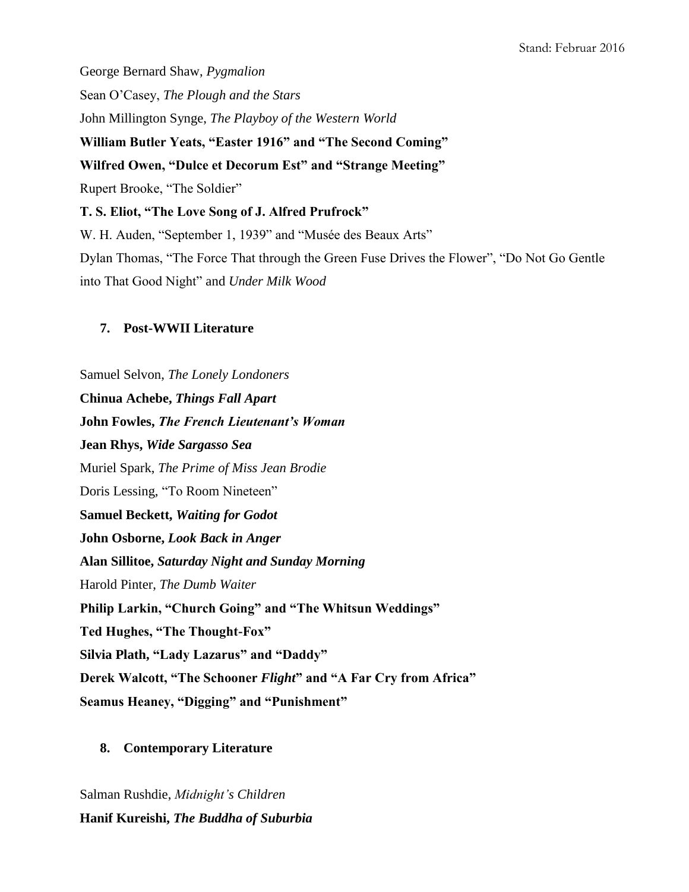George Bernard Shaw, *Pygmalion*

Sean O'Casey, *The Plough and the Stars*

John Millington Synge, *The Playboy of the Western World*

**William Butler Yeats, "Easter 1916" and "The Second Coming"**

**Wilfred Owen, "Dulce et Decorum Est" and "Strange Meeting"**

Rupert Brooke, "The Soldier"

**T. S. Eliot, "The Love Song of J. Alfred Prufrock"**

W. H. Auden, "September 1, 1939" and "Musée des Beaux Arts"

Dylan Thomas, "The Force That through the Green Fuse Drives the Flower", "Do Not Go Gentle into That Good Night" and *Under Milk Wood*

## 7. Post-WWII Literature

Samuel Selvon, *The Lonely Londoners*

**Chinua Achebe, *Things Fall Apart***

**John Fowles, *The French Lieutenant's Woman***

**Jean Rhys, *Wide Sargasso Sea***

Muriel Spark, *The Prime of Miss Jean Brodie*

Doris Lessing, "To Room Nineteen"

**Samuel Beckett, *Waiting for Godot***

**John Osborne, *Look Back in Anger***

**Alan Sillitoe, *Saturday Night and Sunday Morning***

Harold Pinter, *The Dumb Waiter*

**Philip Larkin, "Church Going" and "The Whitsun Weddings"**

**Ted Hughes, "The Thought-Fox"**

**Silvia Plath, "Lady Lazarus" and "Daddy"**

**Derek Walcott, "The Schooner *Flight*" and "A Far Cry from Africa"**

**Seamus Heaney, "Digging" and "Punishment"**

## 8. Contemporary Literature

Salman Rushdie, *Midnight's Children*

**Hanif Kureishi, *The Buddha of Suburbia***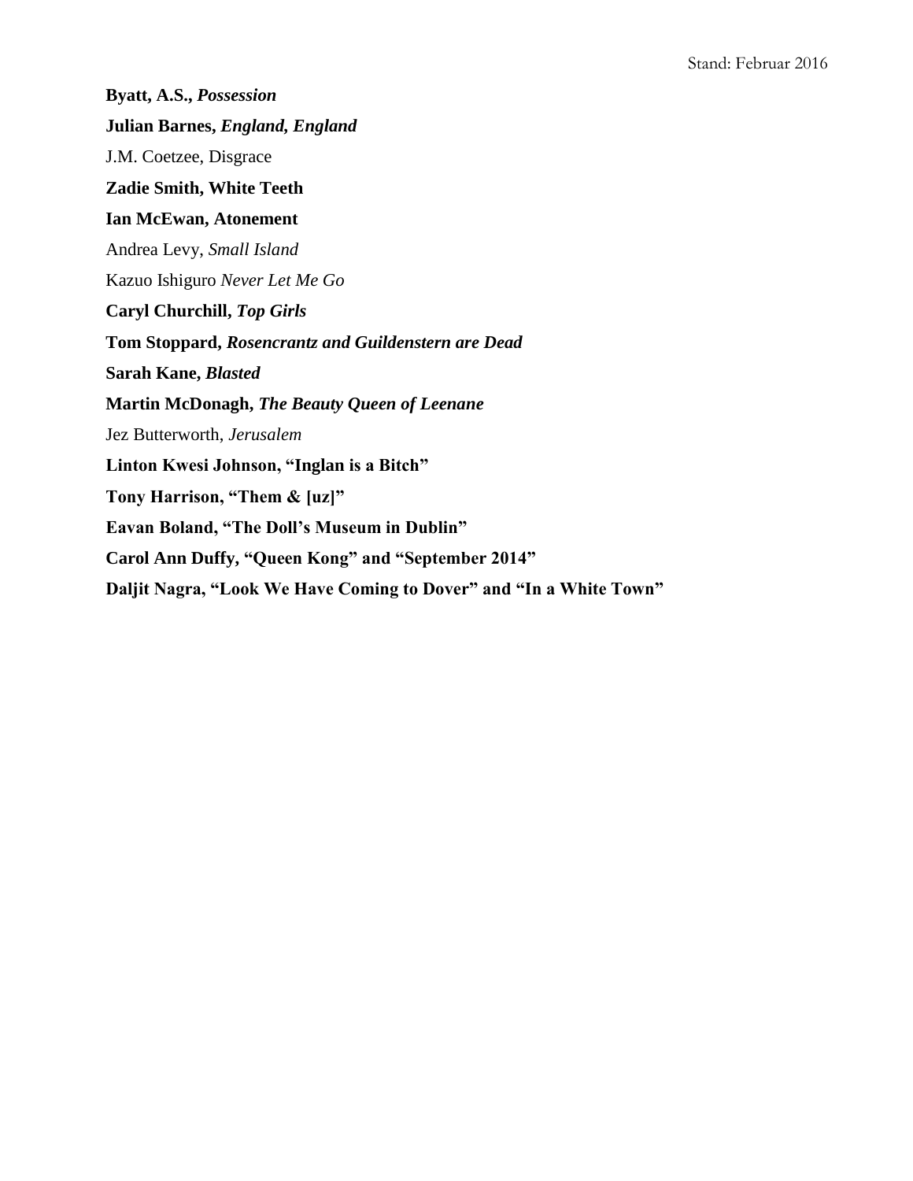**Byatt, A.S., *Possession***

**Julian Barnes, *England, England***

J.M. Coetzee, Disgrace

**Zadie Smith, White Teeth**

**Ian McEwan, Atonement**

Andrea Levy, *Small Island*

Kazuo Ishiguro *Never Let Me Go*

**Caryl Churchill, *Top Girls***

**Tom Stoppard, *Rosencrantz and Guildenstern are Dead***

**Sarah Kane, *Blasted***

**Martin McDonagh, *The Beauty Queen of Leenane***

Jez Butterworth, *Jerusalem*

**Linton Kwesi Johnson, "Inglan is a Bitch"**

**Tony Harrison, "Them & [uz]"**

**Eavan Boland, "The Doll's Museum in Dublin"**

**Carol Ann Duffy, "Queen Kong" and "September 2014"**

**Daljit Nagra, "Look We Have Coming to Dover" and "In a White Town"**